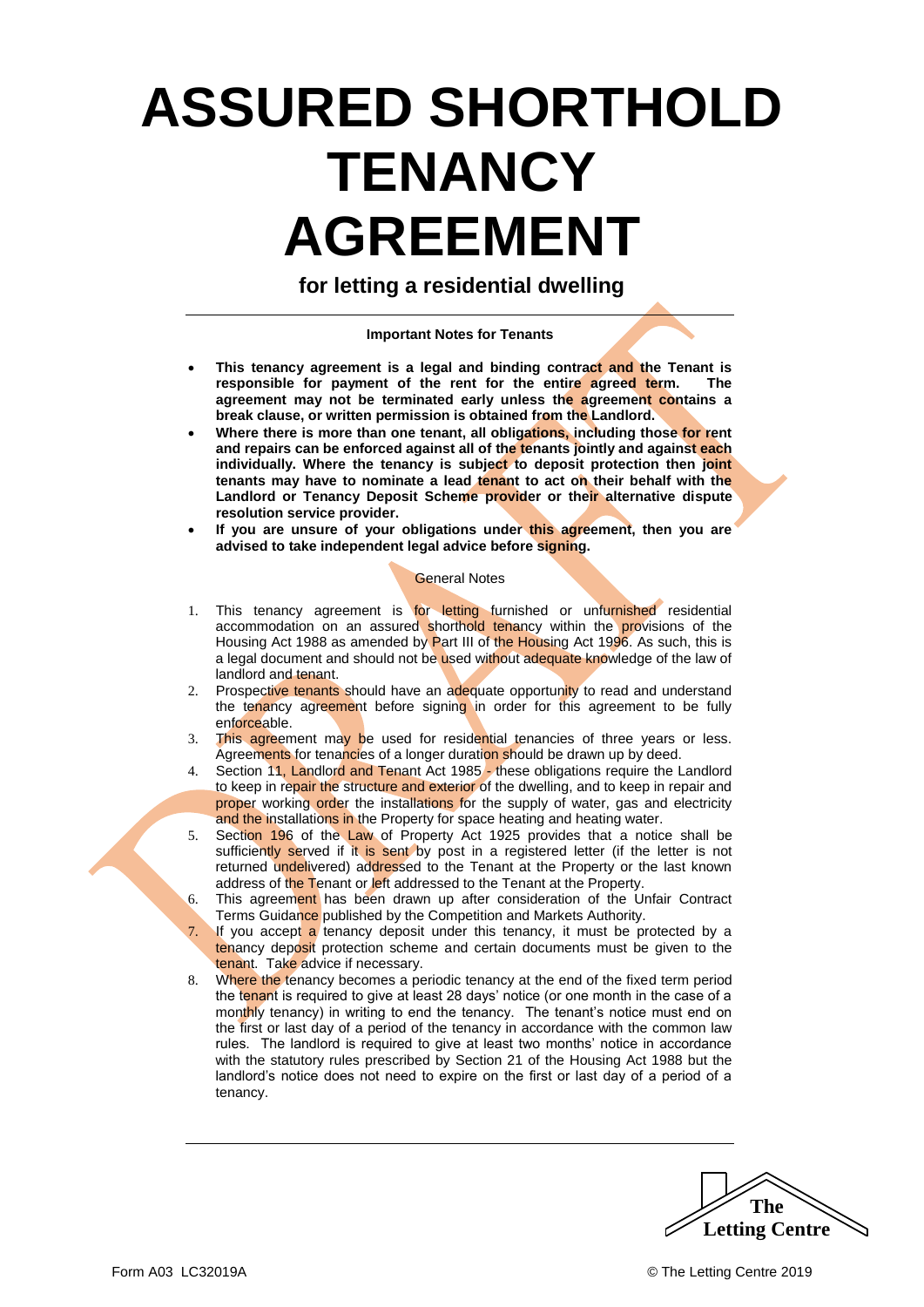# ASSURED SHORTHOLD TENANCY AGREEMENT

## for letting a residential dwelling

**Important Notes for Tenants**

- **This tenancy agreement is a legal and binding contract and the Tenant is responsible for payment of the rent for the entire agreed term. The agreement may not be terminated early unless the agreement contains a break clause, or written permission is obtained from the Landlord.**
- **Where there is more than one tenant, all obligations, including those for rent and repairs can be enforced against all of the tenants jointly and against each individually. Where the tenancy is subject to deposit protection then joint tenants may have to nominate a lead tenant to act on their behalf with the Landlord or Tenancy Deposit Scheme provider or their alternative dispute resolution service provider.**
- **If you are unsure of your obligations under this agreement, then you are advised to take independent legal advice before signing.**

General Notes

1. This tenancy agreement is for letting furnished or unfurnished residential accommodation on an assured shorthold tenancy within the provisions of the Housing Act 1988 as amended by Part III of the Housing Act 1996. As such, this is a legal document and should not be used without adequate knowledge of the law of landlord and tenant.
2. Prospective tenants should have an adequate opportunity to read and understand the tenancy agreement before signing in order for this agreement to be fully enforceable.
3. This agreement may be used for residential tenancies of three years or less. Agreements for tenancies of a longer duration should be drawn up by deed.
4. Section 11, Landlord and Tenant Act 1985 - these obligations require the Landlord to keep in repair the structure and exterior of the dwelling, and to keep in repair and proper working order the installations for the supply of water, gas and electricity and the installations in the Property for space heating and heating water.
5. Section 196 of the Law of Property Act 1925 provides that a notice shall be sufficiently served if it is sent by post in a registered letter (if the letter is not returned undelivered) addressed to the Tenant at the Property or the last known address of the Tenant or left addressed to the Tenant at the Property.
6. This agreement has been drawn up after consideration of the Unfair Contract Terms Guidance published by the Competition and Markets Authority.
7. If you accept a tenancy deposit under this tenancy, it must be protected by a tenancy deposit protection scheme and certain documents must be given to the tenant. Take advice if necessary.
8. Where the tenancy becomes a periodic tenancy at the end of the fixed term period the tenant is required to give at least 28 days' notice (or one month in the case of a monthly tenancy) in writing to end the tenancy. The tenant's notice must end on the first or last day of a period of the tenancy in accordance with the common law rules. The landlord is required to give at least two months' notice in accordance with the statutory rules prescribed by Section 21 of the Housing Act 1988 but the landlord's notice does not need to expire on the first or last day of a period of a tenancy.

The Letting Centre

Form A03 LC32019A © The Letting Centre 2019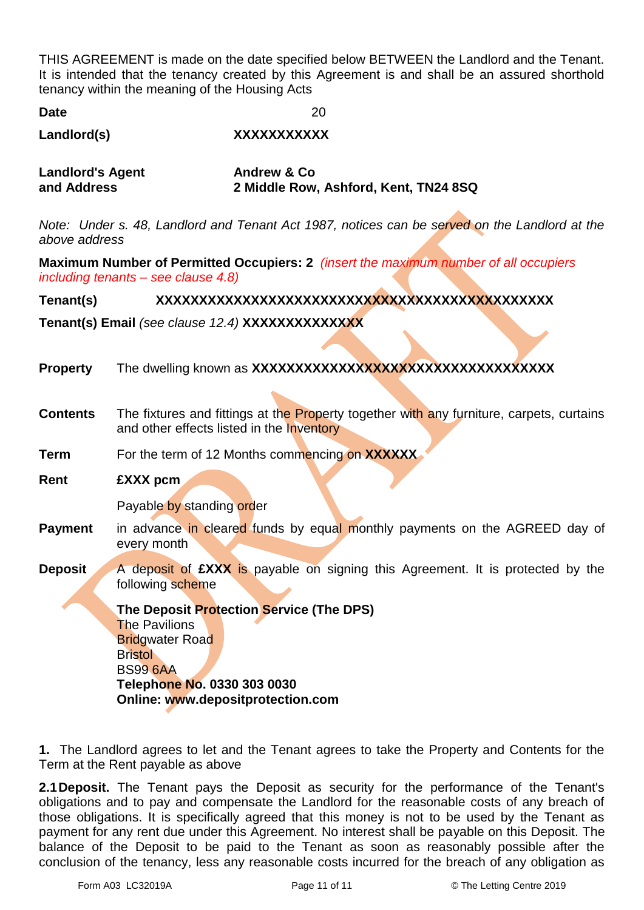THIS AGREEMENT is made on the date specified below BETWEEN the Landlord and the Tenant. It is intended that the tenancy created by this Agreement is and shall be an assured shorthold tenancy within the meaning of the Housing Acts

| | |
|---|---|
| **Date** | 20 |
| **Landlord(s)** | **XXXXXXXXXXX** |
| **Landlord's Agent and Address** | **Andrew & Co** **2 Middle Row, Ashford, Kent, TN24 8SQ** |

*Note: Under s. 48, Landlord and Tenant Act 1987, notices can be served on the Landlord at the above address*

**Maximum Number of Permitted Occupiers: 2** *(insert the maximum number of all occupiers including tenants – see clause 4.8)*

**Tenant(s)** **XXXXXXXXXXXXXXXXXXXXXXXXXXXXXXXXXXXXXXXXXXXXXXX**

**Tenant(s) Email** *(see clause 12.4)* **XXXXXXXXXXXXXX**

**Property** The dwelling known as **XXXXXXXXXXXXXXXXXXXXXXXXXXXXXXXXXXXXXXXXX**

**Contents** The fixtures and fittings at the Property together with any furniture, carpets, curtains and other effects listed in the Inventory

**Term** For the term of 12 Months commencing on **XXXXXX**

**Rent** **£XXX pcm**

Payable by standing order

**Payment** in advance in cleared funds by equal monthly payments on the AGREED day of every month

**Deposit** A deposit of **£XXX** is payable on signing this Agreement. It is protected by the following scheme

**The Deposit Protection Service (The DPS)**
The Pavilions
Bridgwater Road
Bristol
BS99 6AA
**Telephone No. 0330 303 0030**
**Online: www.depositprotection.com**

**1.** The Landlord agrees to let and the Tenant agrees to take the Property and Contents for the Term at the Rent payable as above

**2.1 Deposit.** The Tenant pays the Deposit as security for the performance of the Tenant's obligations and to pay and compensate the Landlord for the reasonable costs of any breach of those obligations. It is specifically agreed that this money is not to be used by the Tenant as payment for any rent due under this Agreement. No interest shall be payable on this Deposit. The balance of the Deposit to be paid to the Tenant as soon as reasonably possible after the conclusion of the tenancy, less any reasonable costs incurred for the breach of any obligation as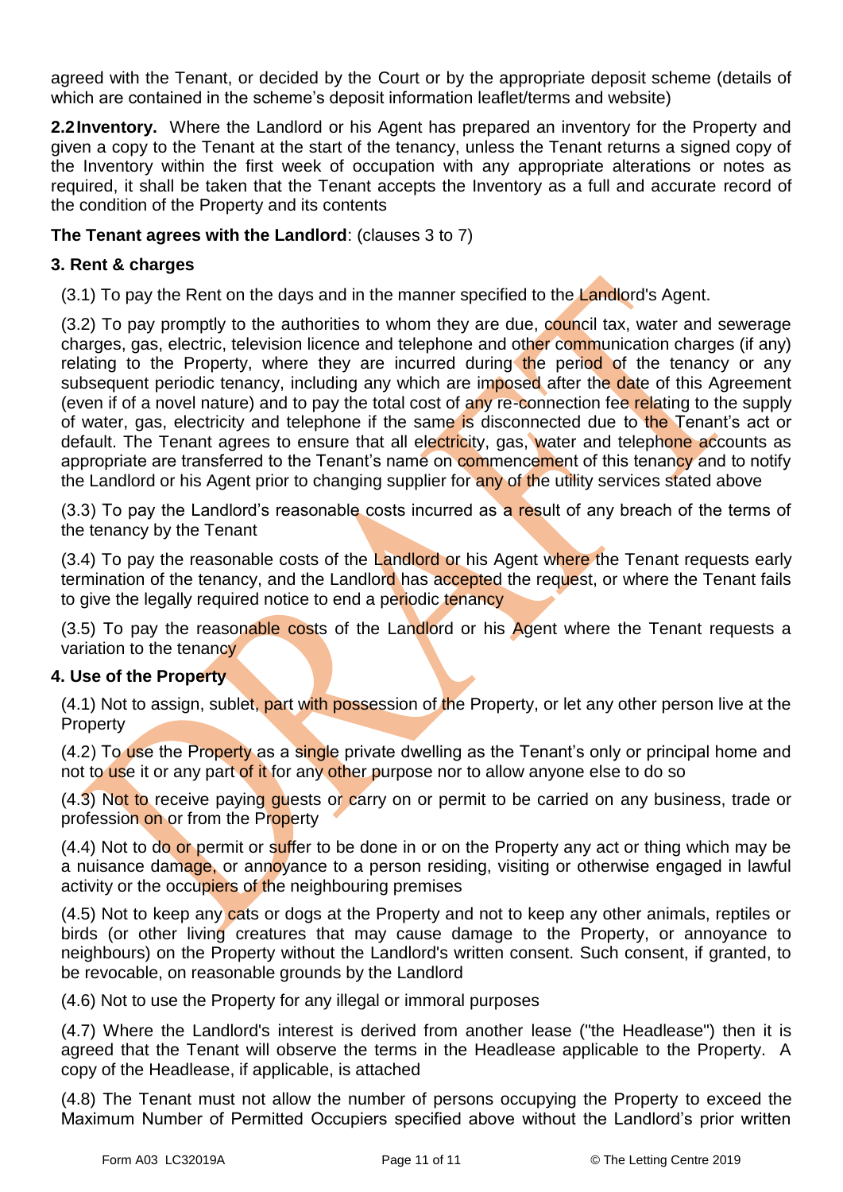agreed with the Tenant, or decided by the Court or by the appropriate deposit scheme (details of which are contained in the scheme's deposit information leaflet/terms and website)

**2.2 Inventory.** Where the Landlord or his Agent has prepared an inventory for the Property and given a copy to the Tenant at the start of the tenancy, unless the Tenant returns a signed copy of the Inventory within the first week of occupation with any appropriate alterations or notes as required, it shall be taken that the Tenant accepts the Inventory as a full and accurate record of the condition of the Property and its contents

**The Tenant agrees with the Landlord**: (clauses 3 to 7)

**3. Rent & charges**

(3.1) To pay the Rent on the days and in the manner specified to the Landlord's Agent.

(3.2) To pay promptly to the authorities to whom they are due, council tax, water and sewerage charges, gas, electric, television licence and telephone and other communication charges (if any) relating to the Property, where they are incurred during the period of the tenancy or any subsequent periodic tenancy, including any which are imposed after the date of this Agreement (even if of a novel nature) and to pay the total cost of any re-connection fee relating to the supply of water, gas, electricity and telephone if the same is disconnected due to the Tenant's act or default. The Tenant agrees to ensure that all electricity, gas, water and telephone accounts as appropriate are transferred to the Tenant's name on commencement of this tenancy and to notify the Landlord or his Agent prior to changing supplier for any of the utility services stated above

(3.3) To pay the Landlord's reasonable costs incurred as a result of any breach of the terms of the tenancy by the Tenant

(3.4) To pay the reasonable costs of the Landlord or his Agent where the Tenant requests early termination of the tenancy, and the Landlord has accepted the request, or where the Tenant fails to give the legally required notice to end a periodic tenancy

(3.5) To pay the reasonable costs of the Landlord or his Agent where the Tenant requests a variation to the tenancy

**4. Use of the Property**

(4.1) Not to assign, sublet, part with possession of the Property, or let any other person live at the Property

(4.2) To use the Property as a single private dwelling as the Tenant's only or principal home and not to use it or any part of it for any other purpose nor to allow anyone else to do so

(4.3) Not to receive paying guests or carry on or permit to be carried on any business, trade or profession on or from the Property

(4.4) Not to do or permit or suffer to be done in or on the Property any act or thing which may be a nuisance damage, or annoyance to a person residing, visiting or otherwise engaged in lawful activity or the occupiers of the neighbouring premises

(4.5) Not to keep any cats or dogs at the Property and not to keep any other animals, reptiles or birds (or other living creatures that may cause damage to the Property, or annoyance to neighbours) on the Property without the Landlord's written consent. Such consent, if granted, to be revocable, on reasonable grounds by the Landlord

(4.6) Not to use the Property for any illegal or immoral purposes

(4.7) Where the Landlord's interest is derived from another lease ("the Headlease") then it is agreed that the Tenant will observe the terms in the Headlease applicable to the Property. A copy of the Headlease, if applicable, is attached

(4.8) The Tenant must not allow the number of persons occupying the Property to exceed the Maximum Number of Permitted Occupiers specified above without the Landlord's prior written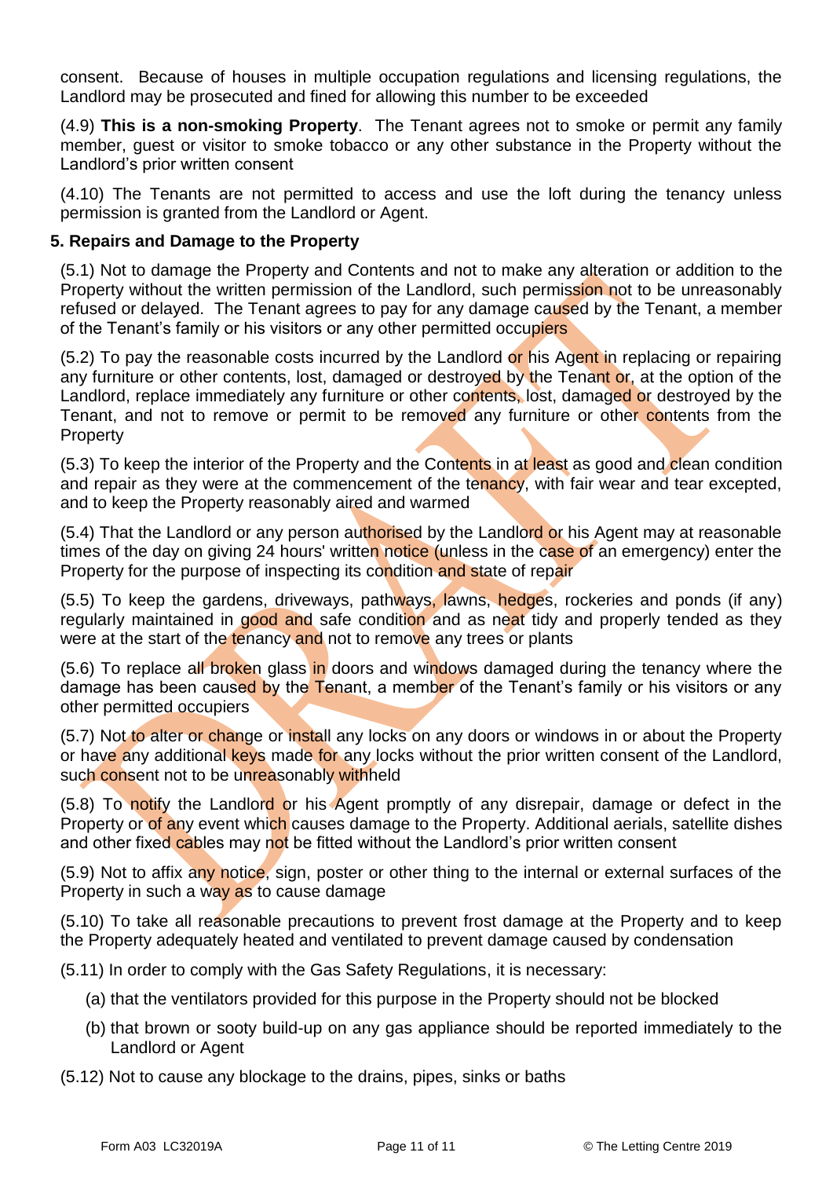consent. Because of houses in multiple occupation regulations and licensing regulations, the Landlord may be prosecuted and fined for allowing this number to be exceeded

(4.9) **This is a non-smoking Property**. The Tenant agrees not to smoke or permit any family member, guest or visitor to smoke tobacco or any other substance in the Property without the Landlord's prior written consent

(4.10) The Tenants are not permitted to access and use the loft during the tenancy unless permission is granted from the Landlord or Agent.

**5. Repairs and Damage to the Property**

(5.1) Not to damage the Property and Contents and not to make any alteration or addition to the Property without the written permission of the Landlord, such permission not to be unreasonably refused or delayed. The Tenant agrees to pay for any damage caused by the Tenant, a member of the Tenant's family or his visitors or any other permitted occupiers

(5.2) To pay the reasonable costs incurred by the Landlord or his Agent in replacing or repairing any furniture or other contents, lost, damaged or destroyed by the Tenant or, at the option of the Landlord, replace immediately any furniture or other contents, lost, damaged or destroyed by the Tenant, and not to remove or permit to be removed any furniture or other contents from the Property

(5.3) To keep the interior of the Property and the Contents in at least as good and clean condition and repair as they were at the commencement of the tenancy, with fair wear and tear excepted, and to keep the Property reasonably aired and warmed

(5.4) That the Landlord or any person authorised by the Landlord or his Agent may at reasonable times of the day on giving 24 hours' written notice (unless in the case of an emergency) enter the Property for the purpose of inspecting its condition and state of repair

(5.5) To keep the gardens, driveways, pathways, lawns, hedges, rockeries and ponds (if any) regularly maintained in good and safe condition and as neat tidy and properly tended as they were at the start of the tenancy and not to remove any trees or plants

(5.6) To replace all broken glass in doors and windows damaged during the tenancy where the damage has been caused by the Tenant, a member of the Tenant's family or his visitors or any other permitted occupiers

(5.7) Not to alter or change or install any locks on any doors or windows in or about the Property or have any additional keys made for any locks without the prior written consent of the Landlord, such consent not to be unreasonably withheld

(5.8) To notify the Landlord or his Agent promptly of any disrepair, damage or defect in the Property or of any event which causes damage to the Property. Additional aerials, satellite dishes and other fixed cables may not be fitted without the Landlord's prior written consent

(5.9) Not to affix any notice, sign, poster or other thing to the internal or external surfaces of the Property in such a way as to cause damage

(5.10) To take all reasonable precautions to prevent frost damage at the Property and to keep the Property adequately heated and ventilated to prevent damage caused by condensation

(5.11) In order to comply with the Gas Safety Regulations, it is necessary:

(a) that the ventilators provided for this purpose in the Property should not be blocked

(b) that brown or sooty build-up on any gas appliance should be reported immediately to the Landlord or Agent

(5.12) Not to cause any blockage to the drains, pipes, sinks or baths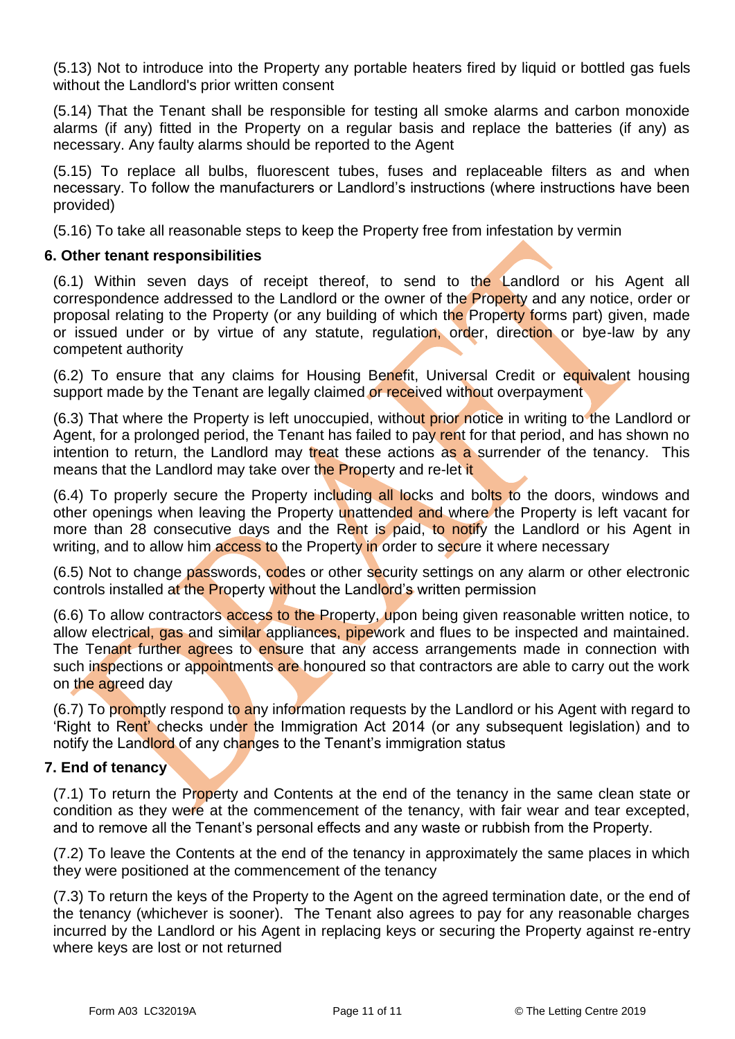(5.13) Not to introduce into the Property any portable heaters fired by liquid or bottled gas fuels without the Landlord's prior written consent

(5.14) That the Tenant shall be responsible for testing all smoke alarms and carbon monoxide alarms (if any) fitted in the Property on a regular basis and replace the batteries (if any) as necessary. Any faulty alarms should be reported to the Agent

(5.15) To replace all bulbs, fluorescent tubes, fuses and replaceable filters as and when necessary. To follow the manufacturers or Landlord's instructions (where instructions have been provided)

(5.16) To take all reasonable steps to keep the Property free from infestation by vermin

**6. Other tenant responsibilities**

(6.1) Within seven days of receipt thereof, to send to the Landlord or his Agent all correspondence addressed to the Landlord or the owner of the Property and any notice, order or proposal relating to the Property (or any building of which the Property forms part) given, made or issued under or by virtue of any statute, regulation, order, direction or bye-law by any competent authority

(6.2) To ensure that any claims for Housing Benefit, Universal Credit or equivalent housing support made by the Tenant are legally claimed or received without overpayment

(6.3) That where the Property is left unoccupied, without prior notice in writing to the Landlord or Agent, for a prolonged period, the Tenant has failed to pay rent for that period, and has shown no intention to return, the Landlord may treat these actions as a surrender of the tenancy. This means that the Landlord may take over the Property and re-let it

(6.4) To properly secure the Property including all locks and bolts to the doors, windows and other openings when leaving the Property unattended and where the Property is left vacant for more than 28 consecutive days and the Rent is paid, to notify the Landlord or his Agent in writing, and to allow him access to the Property in order to secure it where necessary

(6.5) Not to change passwords, codes or other security settings on any alarm or other electronic controls installed at the Property without the Landlord's written permission

(6.6) To allow contractors access to the Property, upon being given reasonable written notice, to allow electrical, gas and similar appliances, pipework and flues to be inspected and maintained. The Tenant further agrees to ensure that any access arrangements made in connection with such inspections or appointments are honoured so that contractors are able to carry out the work on the agreed day

(6.7) To promptly respond to any information requests by the Landlord or his Agent with regard to 'Right to Rent' checks under the Immigration Act 2014 (or any subsequent legislation) and to notify the Landlord of any changes to the Tenant's immigration status

**7. End of tenancy**

(7.1) To return the Property and Contents at the end of the tenancy in the same clean state or condition as they were at the commencement of the tenancy, with fair wear and tear excepted, and to remove all the Tenant's personal effects and any waste or rubbish from the Property.

(7.2) To leave the Contents at the end of the tenancy in approximately the same places in which they were positioned at the commencement of the tenancy

(7.3) To return the keys of the Property to the Agent on the agreed termination date, or the end of the tenancy (whichever is sooner). The Tenant also agrees to pay for any reasonable charges incurred by the Landlord or his Agent in replacing keys or securing the Property against re-entry where keys are lost or not returned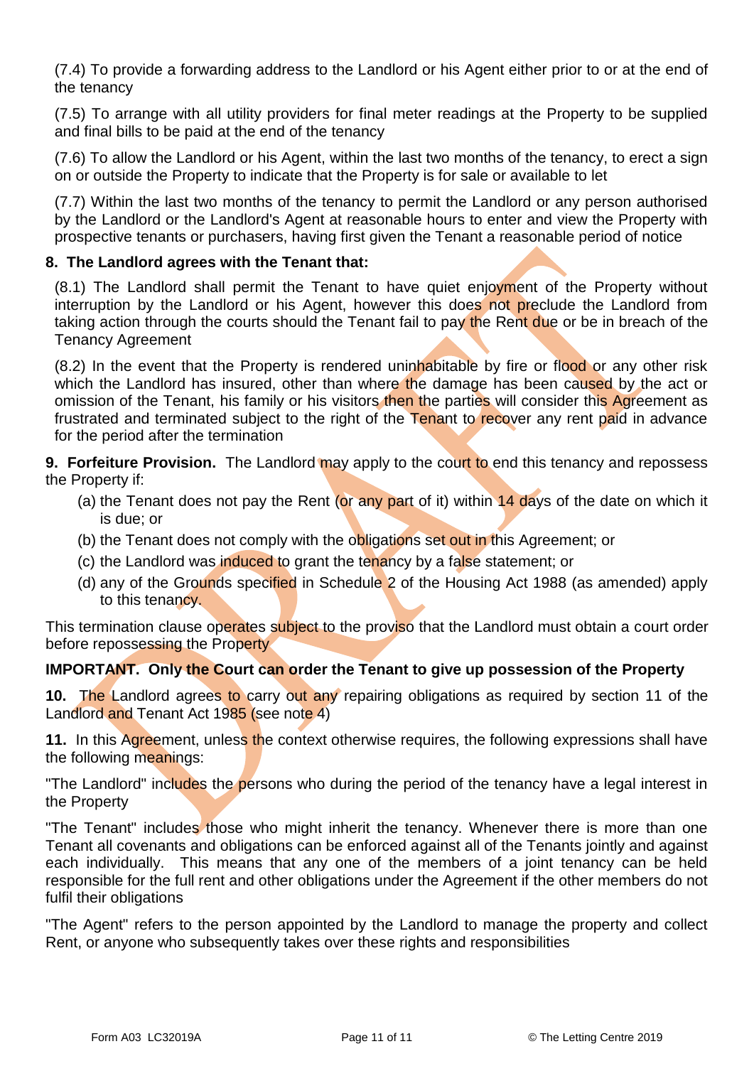(7.4) To provide a forwarding address to the Landlord or his Agent either prior to or at the end of the tenancy

(7.5) To arrange with all utility providers for final meter readings at the Property to be supplied and final bills to be paid at the end of the tenancy

(7.6) To allow the Landlord or his Agent, within the last two months of the tenancy, to erect a sign on or outside the Property to indicate that the Property is for sale or available to let

(7.7) Within the last two months of the tenancy to permit the Landlord or any person authorised by the Landlord or the Landlord's Agent at reasonable hours to enter and view the Property with prospective tenants or purchasers, having first given the Tenant a reasonable period of notice

**8. The Landlord agrees with the Tenant that:**

(8.1) The Landlord shall permit the Tenant to have quiet enjoyment of the Property without interruption by the Landlord or his Agent, however this does not preclude the Landlord from taking action through the courts should the Tenant fail to pay the Rent due or be in breach of the Tenancy Agreement

(8.2) In the event that the Property is rendered uninhabitable by fire or flood or any other risk which the Landlord has insured, other than where the damage has been caused by the act or omission of the Tenant, his family or his visitors then the parties will consider this Agreement as frustrated and terminated subject to the right of the Tenant to recover any rent paid in advance for the period after the termination

**9. Forfeiture Provision.** The Landlord may apply to the court to end this tenancy and repossess the Property if:

(a) the Tenant does not pay the Rent (or any part of it) within 14 days of the date on which it is due; or

(b) the Tenant does not comply with the obligations set out in this Agreement; or

(c) the Landlord was induced to grant the tenancy by a false statement; or

(d) any of the Grounds specified in Schedule 2 of the Housing Act 1988 (as amended) apply to this tenancy.

This termination clause operates subject to the proviso that the Landlord must obtain a court order before repossessing the Property

**IMPORTANT. Only the Court can order the Tenant to give up possession of the Property**

**10.** The Landlord agrees to carry out any repairing obligations as required by section 11 of the Landlord and Tenant Act 1985 (see note 4)

**11.** In this Agreement, unless the context otherwise requires, the following expressions shall have the following meanings:

"The Landlord" includes the persons who during the period of the tenancy have a legal interest in the Property

"The Tenant" includes those who might inherit the tenancy. Whenever there is more than one Tenant all covenants and obligations can be enforced against all of the Tenants jointly and against each individually. This means that any one of the members of a joint tenancy can be held responsible for the full rent and other obligations under the Agreement if the other members do not fulfil their obligations

"The Agent" refers to the person appointed by the Landlord to manage the property and collect Rent, or anyone who subsequently takes over these rights and responsibilities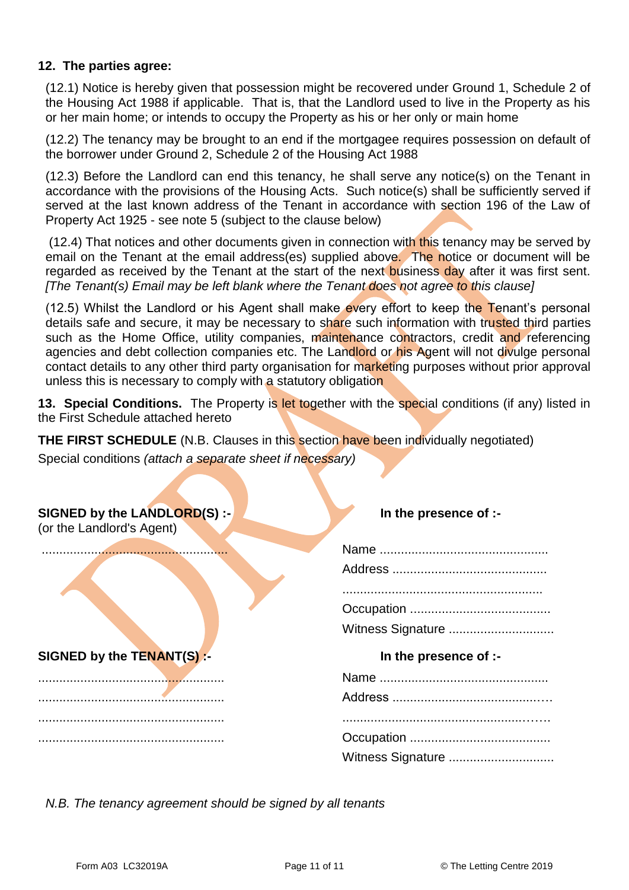**12. The parties agree:**

(12.1) Notice is hereby given that possession might be recovered under Ground 1, Schedule 2 of the Housing Act 1988 if applicable. That is, that the Landlord used to live in the Property as his or her main home; or intends to occupy the Property as his or her only or main home

(12.2) The tenancy may be brought to an end if the mortgagee requires possession on default of the borrower under Ground 2, Schedule 2 of the Housing Act 1988

(12.3) Before the Landlord can end this tenancy, he shall serve any notice(s) on the Tenant in accordance with the provisions of the Housing Acts. Such notice(s) shall be sufficiently served if served at the last known address of the Tenant in accordance with section 196 of the Law of Property Act 1925 - see note 5 (subject to the clause below)

(12.4) That notices and other documents given in connection with this tenancy may be served by email on the Tenant at the email address(es) supplied above. The notice or document will be regarded as received by the Tenant at the start of the next business day after it was first sent. *[The Tenant(s) Email may be left blank where the Tenant does not agree to this clause]*

(12.5) Whilst the Landlord or his Agent shall make every effort to keep the Tenant's personal details safe and secure, it may be necessary to share such information with trusted third parties such as the Home Office, utility companies, maintenance contractors, credit and referencing agencies and debt collection companies etc. The Landlord or his Agent will not divulge personal contact details to any other third party organisation for marketing purposes without prior approval unless this is necessary to comply with a statutory obligation

**13. Special Conditions.** The Property is let together with the special conditions (if any) listed in the First Schedule attached hereto

**THE FIRST SCHEDULE** (N.B. Clauses in this section have been individually negotiated)

Special conditions *(attach a separate sheet if necessary)*

**SIGNED by the LANDLORD(S) :-**
(or the Landlord's Agent)

....................................................

**In the presence of :-**

Name ...............................................

Address ...........................................

.......................................................

Occupation .......................................

Witness Signature .............................

**SIGNED by the TENANT(S) :-**

....................................................

....................................................

....................................................

....................................................

**In the presence of :-**

Name ...............................................

Address ...........................................

.......................................................

Occupation .......................................

Witness Signature .............................

*N.B. The tenancy agreement should be signed by all tenants*

Form A03 LC32019A © The Letting Centre 2019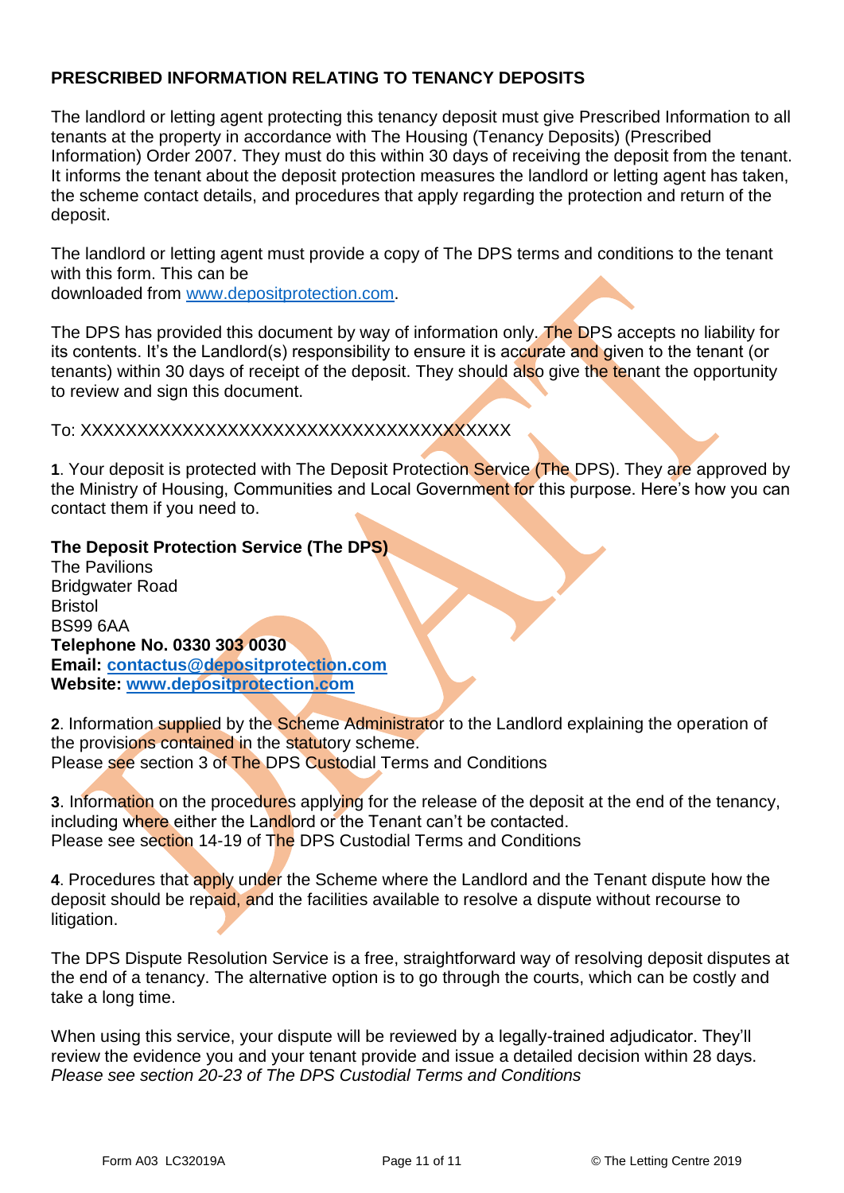## PRESCRIBED INFORMATION RELATING TO TENANCY DEPOSITS

The landlord or letting agent protecting this tenancy deposit must give Prescribed Information to all tenants at the property in accordance with The Housing (Tenancy Deposits) (Prescribed Information) Order 2007. They must do this within 30 days of receiving the deposit from the tenant. It informs the tenant about the deposit protection measures the landlord or letting agent has taken, the scheme contact details, and procedures that apply regarding the protection and return of the deposit.

The landlord or letting agent must provide a copy of The DPS terms and conditions to the tenant with this form. This can be downloaded from www.depositprotection.com.

The DPS has provided this document by way of information only. The DPS accepts no liability for its contents. It's the Landlord(s) responsibility to ensure it is accurate and given to the tenant (or tenants) within 30 days of receipt of the deposit. They should also give the tenant the opportunity to review and sign this document.

To: XXXXXXXXXXXXXXXXXXXXXXXXXXXXXXXXXXXXXXX

**1**. Your deposit is protected with The Deposit Protection Service (The DPS). They are approved by the Ministry of Housing, Communities and Local Government for this purpose. Here's how you can contact them if you need to.

**The Deposit Protection Service (The DPS)**
The Pavilions
Bridgwater Road
Bristol
BS99 6AA
**Telephone No. 0330 303 0030**
**Email: contactus@depositprotection.com**
**Website: www.depositprotection.com**

**2**. Information supplied by the Scheme Administrator to the Landlord explaining the operation of the provisions contained in the statutory scheme.
Please see section 3 of The DPS Custodial Terms and Conditions

**3**. Information on the procedures applying for the release of the deposit at the end of the tenancy, including where either the Landlord or the Tenant can't be contacted.
Please see section 14-19 of The DPS Custodial Terms and Conditions

**4**. Procedures that apply under the Scheme where the Landlord and the Tenant dispute how the deposit should be repaid, and the facilities available to resolve a dispute without recourse to litigation.

The DPS Dispute Resolution Service is a free, straightforward way of resolving deposit disputes at the end of a tenancy. The alternative option is to go through the courts, which can be costly and take a long time.

When using this service, your dispute will be reviewed by a legally-trained adjudicator. They'll review the evidence you and your tenant provide and issue a detailed decision within 28 days.
*Please see section 20-23 of The DPS Custodial Terms and Conditions*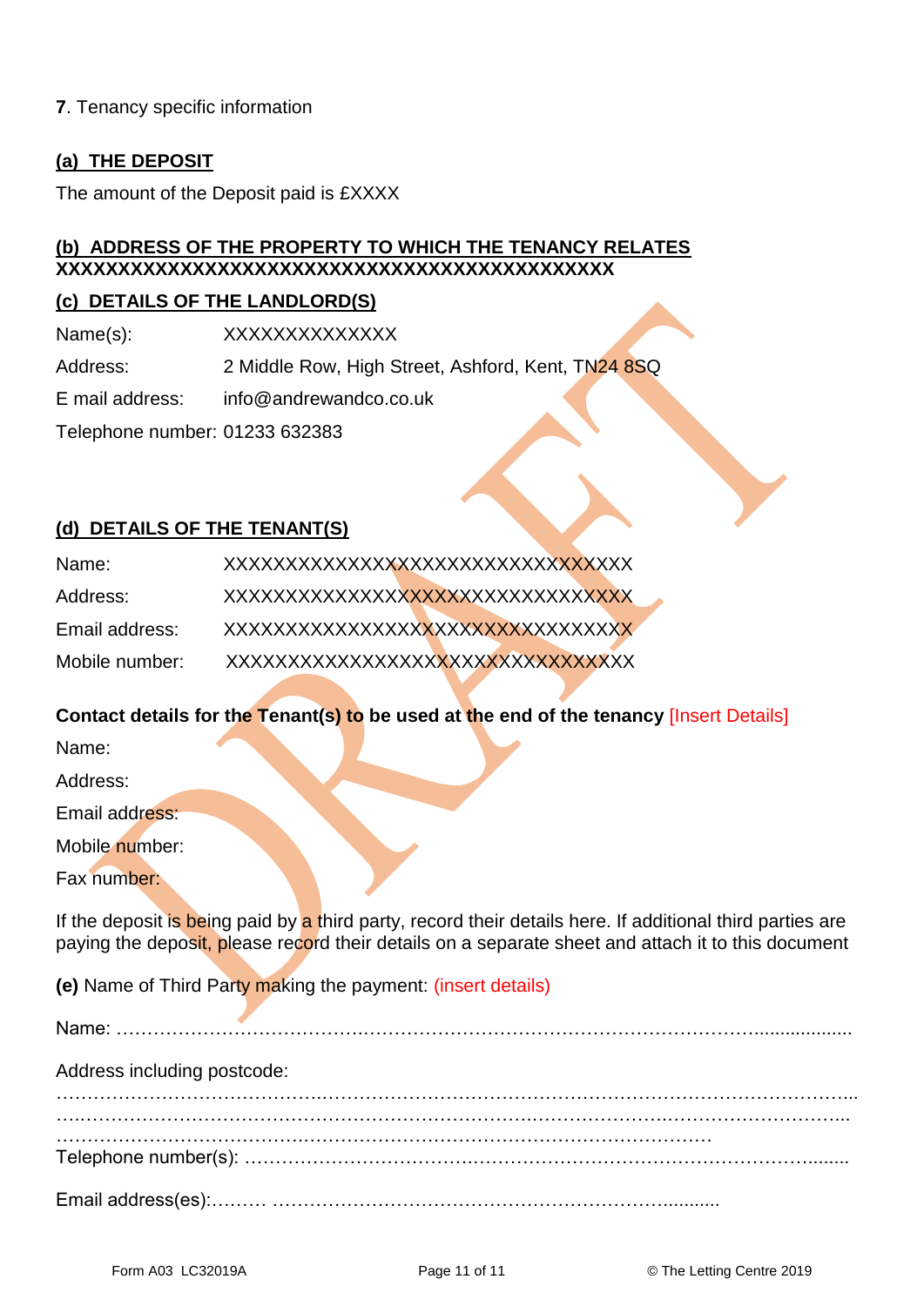**7**. Tenancy specific information

**(a) THE DEPOSIT**

The amount of the Deposit paid is £XXXX

**(b) ADDRESS OF THE PROPERTY TO WHICH THE TENANCY RELATES**
**XXXXXXXXXXXXXXXXXXXXXXXXXXXXXXXXXXXXXXXXXXXX**

**(c) DETAILS OF THE LANDLORD(S)**

Name(s): XXXXXXXXXXXXXX

Address: 2 Middle Row, High Street, Ashford, Kent, TN24 8SQ

E mail address: info@andrewandco.co.uk

Telephone number: 01233 632383

**(d) DETAILS OF THE TENANT(S)**

Name: XXXXXXXXXXXXXXXXXXXXXXXXXXXXXXXXXX

Address: XXXXXXXXXXXXXXXXXXXXXXXXXXXXXXXXXX

Email address: XXXXXXXXXXXXXXXXXXXXXXXXXXXXXXXXXX

Mobile number: XXXXXXXXXXXXXXXXXXXXXXXXXXXXXXXXXX

**Contact details for the Tenant(s) to be used at the end of the tenancy** [Insert Details]

Name:

Address:

Email address:

Mobile number:

Fax number:

If the deposit is being paid by a third party, record their details here. If additional third parties are paying the deposit, please record their details on a separate sheet and attach it to this document

**(e)** Name of Third Party making the payment: (insert details)

Name: ……………………………………………………………………………………………………..................

Address including postcode:
………………………………………………………………………………………………………………………...
………………………………………………………………………………………………………………………...
………………………………………………………………………………………………

Telephone number(s): …………………………………………………………………………………........

Email address(es):……… ……………………………………………………………...........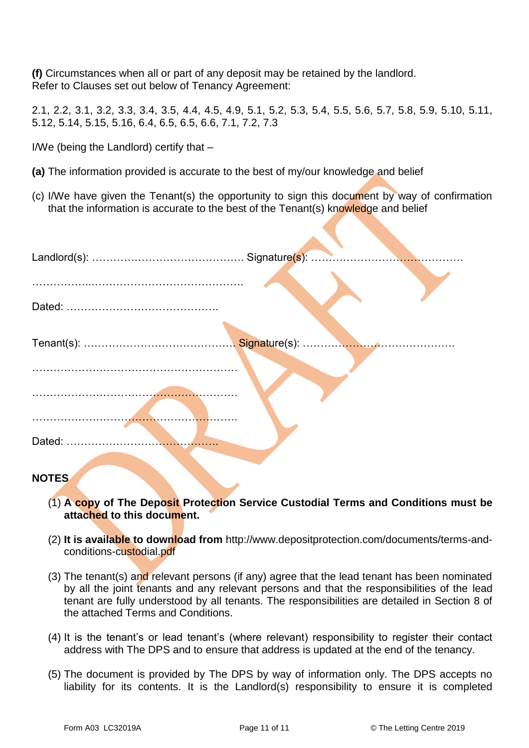**(f)** Circumstances when all or part of any deposit may be retained by the landlord.
Refer to Clauses set out below of Tenancy Agreement:

2.1, 2.2, 3.1, 3.2, 3.3, 3.4, 3.5, 4.4, 4.5, 4.9, 5.1, 5.2, 5.3, 5.4, 5.5, 5.6, 5.7, 5.8, 5.9, 5.10, 5.11, 5.12, 5.14, 5.15, 5.16, 6.4, 6.5, 6.5, 6.6, 7.1, 7.2, 7.3

I/We (being the Landlord) certify that –

**(a)** The information provided is accurate to the best of my/our knowledge and belief

(c) I/We have given the Tenant(s) the opportunity to sign this document by way of confirmation that the information is accurate to the best of the Tenant(s) knowledge and belief

Landlord(s): …………………………………… Signature(s): ……………………………………

……………..……………………………………

Dated: ……………………………………

Tenant(s): …………………………………… Signature(s): ……………………………………

……………………………………………………

……………………………………………………

……………………………………………………

Dated: ……………………………………

**NOTES**

(1) **A copy of The Deposit Protection Service Custodial Terms and Conditions must be attached to this document.**

(2) **It is available to download from** http://www.depositprotection.com/documents/terms-and-conditions-custodial.pdf

(3) The tenant(s) and relevant persons (if any) agree that the lead tenant has been nominated by all the joint tenants and any relevant persons and that the responsibilities of the lead tenant are fully understood by all tenants. The responsibilities are detailed in Section 8 of the attached Terms and Conditions.

(4) It is the tenant's or lead tenant's (where relevant) responsibility to register their contact address with The DPS and to ensure that address is updated at the end of the tenancy.

(5) The document is provided by The DPS by way of information only. The DPS accepts no liability for its contents. It is the Landlord(s) responsibility to ensure it is completed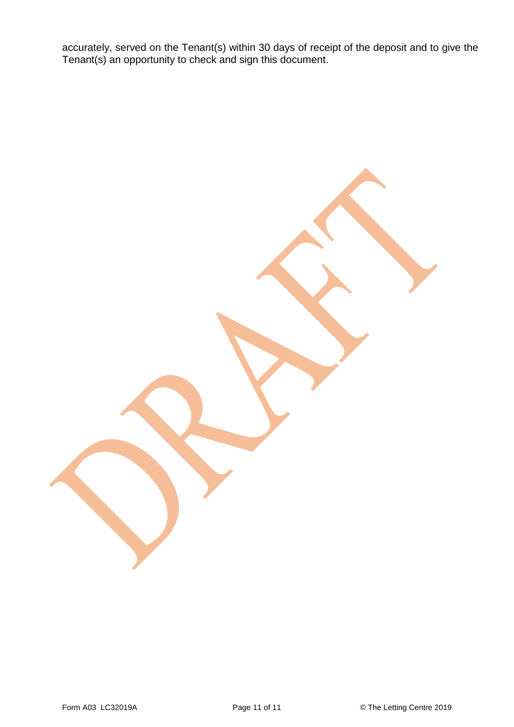accurately, served on the Tenant(s) within 30 days of receipt of the deposit and to give the Tenant(s) an opportunity to check and sign this document.